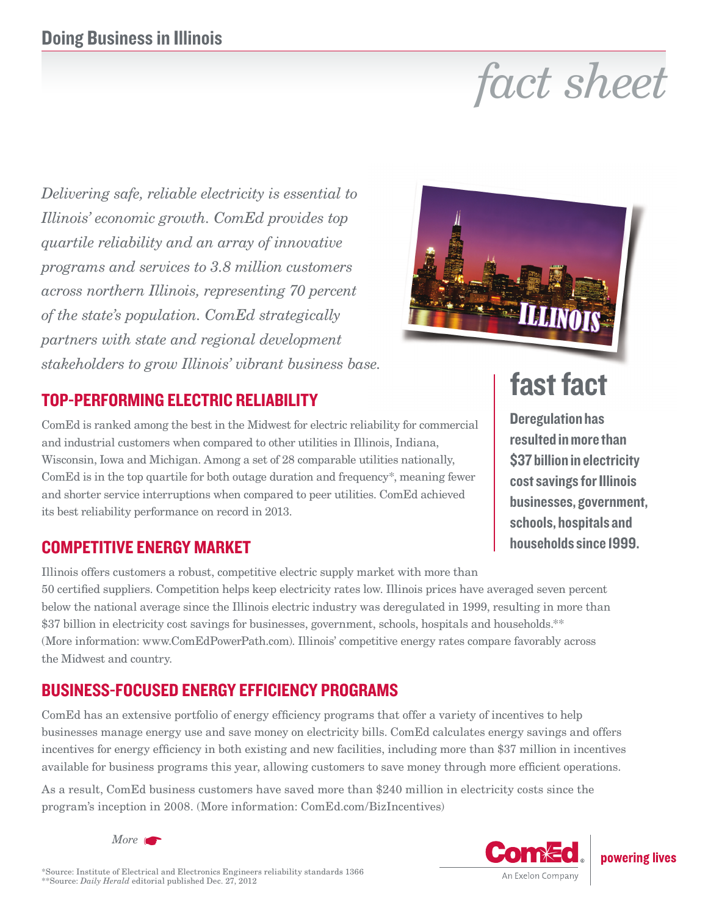# Doing Business in Illinois

## fact sheet

*Delivering safe, reliable electricity is essential to Illinois' economic growth. ComEd provides top quartile reliability and an array of innovative programs and services to 3.8 million customers across northern Illinois, representing 70 percent of the state's population. ComEd strategically partners with state and regional development stakeholders to grow Illinois' vibrant business base.*

## TOP-PERFORMING ELECTRIC RELIABILITY

ComEd is ranked among the best in the Midwest for electric reliability for commercial and industrial customers when compared to other utilities in Illinois, Indiana, Wisconsin, Iowa and Michigan. Among a set of 28 comparable utilities nationally, ComEd is in the top quartile for both outage duration and frequency*, meaning fewer and shorter service interruptions when compared to peer utilities. ComEd achieved its best reliability performance on record in 2013.

### fast fact

**Deregulation has resulted in more than $37 billion in electricity cost savings for Illinois businesses, government, schools, hospitals and households since 1999.**

## COMPETITIVE ENERGY MARKET

Illinois offers customers a robust, competitive electric supply market with more than 50 certified suppliers. Competition helps keep electricity rates low. Illinois prices have averaged seven percent below the national average since the Illinois electric industry was deregulated in 1999, resulting in more than $37 billion in electricity cost savings for businesses, government, schools, hospitals and households.** (More information: www.ComEdPowerPath.com). Illinois' competitive energy rates compare favorably across the Midwest and country.

## BUSINESS-FOCUSED ENERGY EFFICIENCY PROGRAMS

ComEd has an extensive portfolio of energy efficiency programs that offer a variety of incentives to help businesses manage energy use and save money on electricity bills. ComEd calculates energy savings and offers incentives for energy efficiency in both existing and new facilities, including more than $37 million in incentives available for business programs this year, allowing customers to save money through more efficient operations.

As a result, ComEd business customers have saved more than $240 million in electricity costs since the program's inception in 2008. (More information: ComEd.com/BizIncentives)

*More*

*Source: Institute of Electrical and Electronics Engineers reliability standards 1366
**Source: *Daily Herald* editorial published Dec. 27, 2012

ComEd® An Exelon Company | powering lives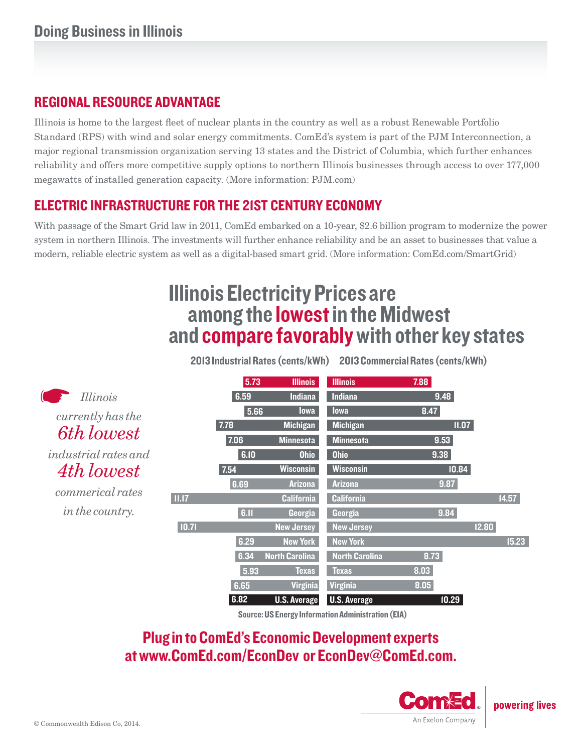## Doing Business in Illinois

### REGIONAL RESOURCE ADVANTAGE

Illinois is home to the largest fleet of nuclear plants in the country as well as a robust Renewable Portfolio Standard (RPS) with wind and solar energy commitments. ComEd's system is part of the PJM Interconnection, a major regional transmission organization serving 13 states and the District of Columbia, which further enhances reliability and offers more competitive supply options to northern Illinois businesses through access to over 177,000 megawatts of installed generation capacity. (More information: PJM.com)

### ELECTRIC INFRASTRUCTURE FOR THE 21ST CENTURY ECONOMY

With passage of the Smart Grid law in 2011, ComEd embarked on a 10-year, $2.6 billion program to modernize the power system in northern Illinois. The investments will further enhance reliability and be an asset to businesses that value a modern, reliable electric system as well as a digital-based smart grid. (More information: ComEd.com/SmartGrid)

## Illinois Electricity Prices are among the lowest in the Midwest and compare favorably with other key states

*Illinois currently has the 6th lowest industrial rates and 4th lowest commerical rates in the country.*

2013 Industrial Rates (cents/kWh)

2013 Commercial Rates (cents/kWh)

5.73 Illinois 7.88
6.59 Indiana 9.48
5.66 Iowa 8.47
7.78 Michigan 11.07
7.06 Minnesota 9.53
6.10 Ohio 9.38
7.54 Wisconsin 10.84
6.69 Arizona 9.87
11.17 California 14.57
6.11 Georgia 9.84
10.71 New Jersey 12.80
6.29 New York 15.23
6.34 North Carolina 8.73
5.93 Texas 8.03
6.65 Virginia 8.05
6.82 U.S. Average 10.29

Source: US Energy Information Administration (EIA)

**Plug in to ComEd's Economic Development experts at www.ComEd.com/EconDev or EconDev@ComEd.com.**

ComEd. An Exelon Company | powering lives

© Commonwealth Edison Co, 2014.